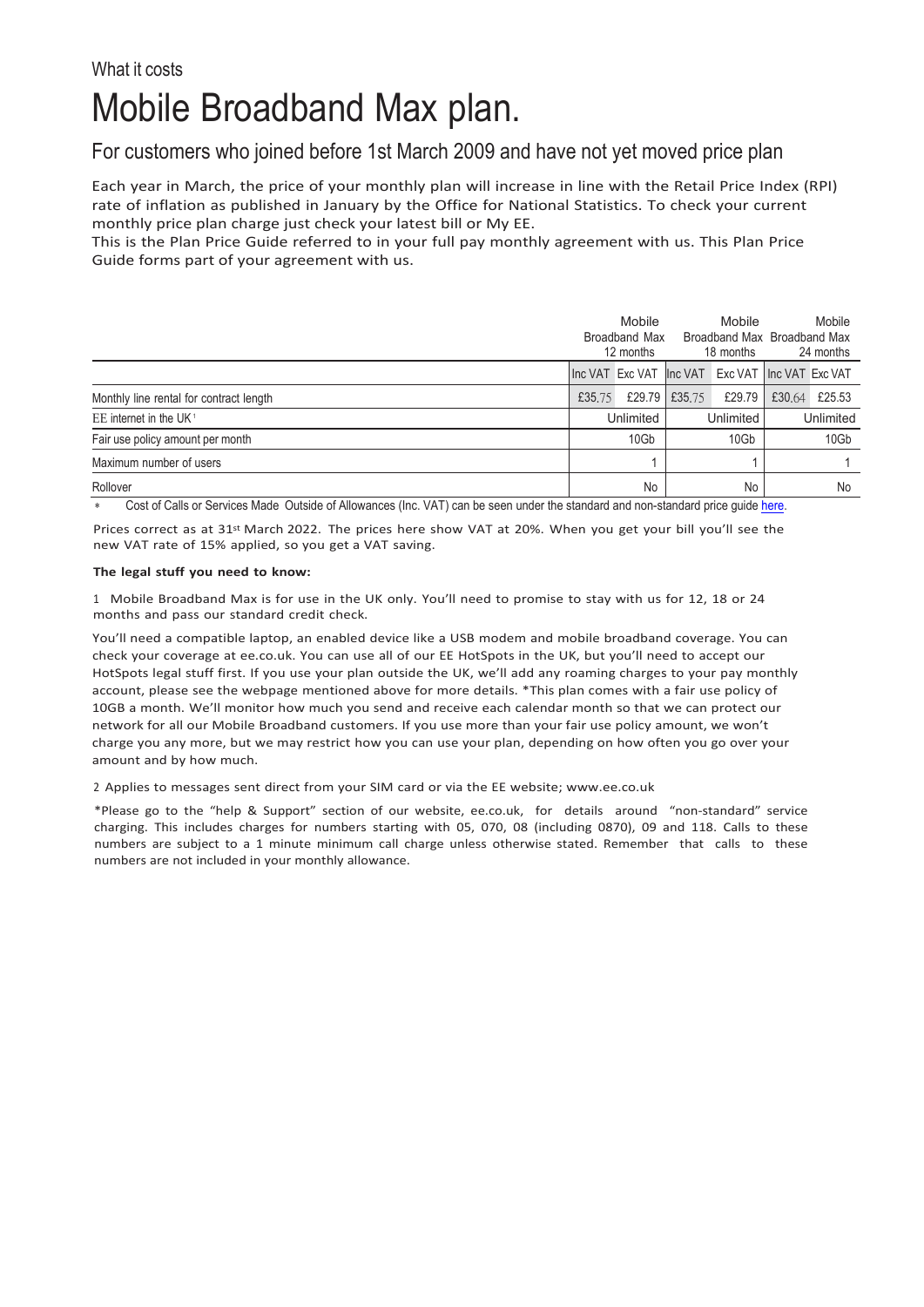What it costs

# Mobile Broadband Max plan.

## For customers who joined before 1st March 2009 and have not yet moved price plan

Each year in March, the price of your monthly plan will increase in line with the Retail Price Index (RPI) rate of inflation as published in January by the Office for National Statistics. To check your current monthly price plan charge just check your latest bill or My EE.
This is the Plan Price Guide referred to in your full pay monthly agreement with us. This Plan Price Guide forms part of your agreement with us.

| | Mobile Broadband Max 12 months | | Mobile Broadband Max 18 months | | Mobile Broadband Max 24 months | |
|---|---|---|---|---|---|---|
| | Inc VAT | Exc VAT | Inc VAT | Exc VAT | Inc VAT | Exc VAT |
| Monthly line rental for contract length | £35.75 | £29.79 | £35.75 | £29.79 | £30.64 | £25.53 |
| EE internet in the UK[1] | | Unlimited | | Unlimited | | Unlimited |
| Fair use policy amount per month | | 10Gb | | 10Gb | | 10Gb |
| Maximum number of users | | 1 | | 1 | | 1 |
| Rollover | | No | | No | | No |

* Cost of Calls or Services Made Outside of Allowances (Inc. VAT) can be seen under the standard and non-standard price guide here.

Prices correct as at 31st March 2022. The prices here show VAT at 20%. When you get your bill you'll see the new VAT rate of 15% applied, so you get a VAT saving.

**The legal stuff you need to know:**

1 Mobile Broadband Max is for use in the UK only. You'll need to promise to stay with us for 12, 18 or 24 months and pass our standard credit check.

You'll need a compatible laptop, an enabled device like a USB modem and mobile broadband coverage. You can check your coverage at ee.co.uk. You can use all of our EE HotSpots in the UK, but you'll need to accept our HotSpots legal stuff first. If you use your plan outside the UK, we'll add any roaming charges to your pay monthly account, please see the webpage mentioned above for more details. *This plan comes with a fair use policy of 10GB a month. We'll monitor how much you send and receive each calendar month so that we can protect our network for all our Mobile Broadband customers. If you use more than your fair use policy amount, we won't charge you any more, but we may restrict how you can use your plan, depending on how often you go over your amount and by how much.

2 Applies to messages sent direct from your SIM card or via the EE website; www.ee.co.uk

*Please go to the "help & Support" section of our website, ee.co.uk, for details around "non-standard" service charging. This includes charges for numbers starting with 05, 070, 08 (including 0870), 09 and 118. Calls to these numbers are subject to a 1 minute minimum call charge unless otherwise stated. Remember that calls to these numbers are not included in your monthly allowance.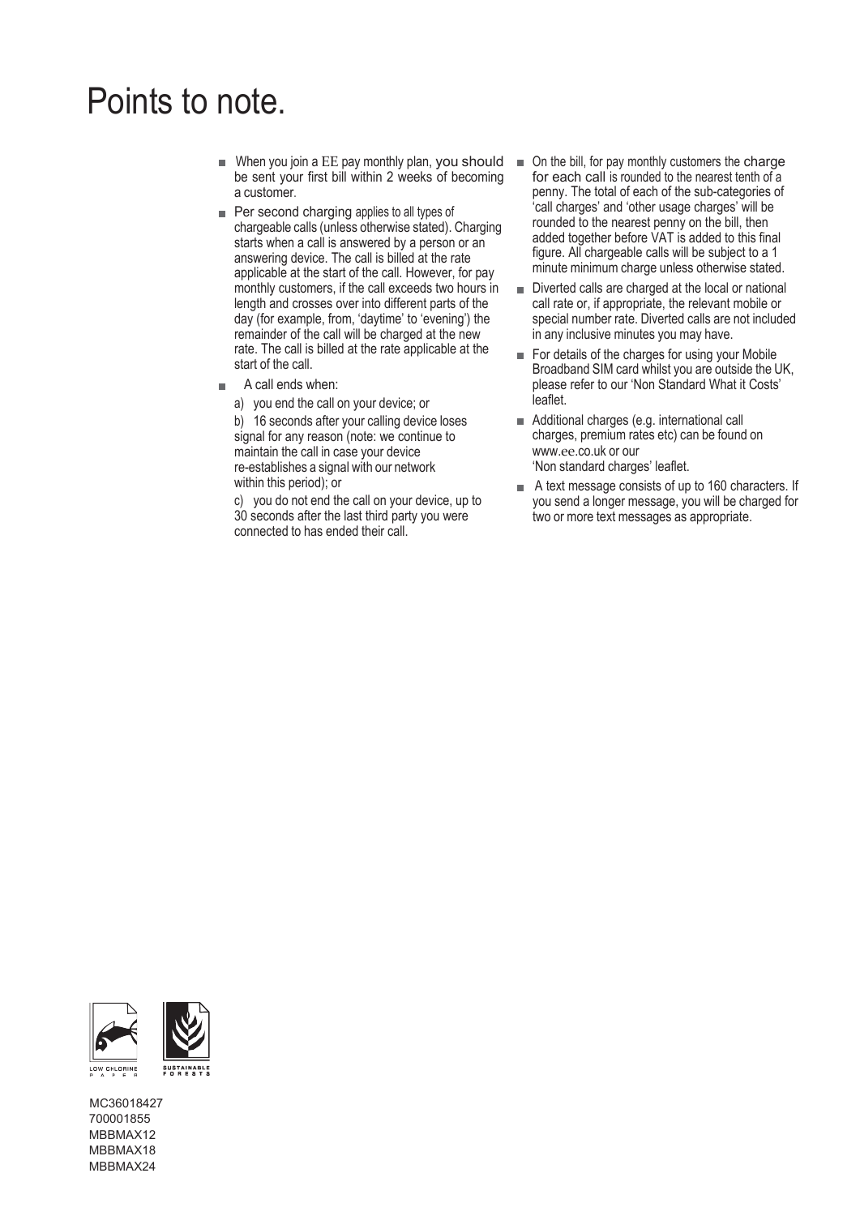# Points to note.

- When you join a EE pay monthly plan, you should be sent your first bill within 2 weeks of becoming a customer.
- Per second charging applies to all types of chargeable calls (unless otherwise stated). Charging starts when a call is answered by a person or an answering device. The call is billed at the rate applicable at the start of the call. However, for pay monthly customers, if the call exceeds two hours in length and crosses over into different parts of the day (for example, from, 'daytime' to 'evening') the remainder of the call will be charged at the new rate. The call is billed at the rate applicable at the start of the call.
- A call ends when:

  a) you end the call on your device; or

  b) 16 seconds after your calling device loses signal for any reason (note: we continue to maintain the call in case your device re-establishes a signal with our network within this period); or

  c) you do not end the call on your device, up to 30 seconds after the last third party you were connected to has ended their call.
- On the bill, for pay monthly customers the charge for each call is rounded to the nearest tenth of a penny. The total of each of the sub-categories of 'call charges' and 'other usage charges' will be rounded to the nearest penny on the bill, then added together before VAT is added to this final figure. All chargeable calls will be subject to a 1 minute minimum charge unless otherwise stated.
- Diverted calls are charged at the local or national call rate or, if appropriate, the relevant mobile or special number rate. Diverted calls are not included in any inclusive minutes you may have.
- For details of the charges for using your Mobile Broadband SIM card whilst you are outside the UK, please refer to our 'Non Standard What it Costs' leaflet.
- Additional charges (e.g. international call charges, premium rates etc) can be found on www.ee.co.uk or our 'Non standard charges' leaflet.
- A text message consists of up to 160 characters. If you send a longer message, you will be charged for two or more text messages as appropriate.

LOW CHLORINE PAPER

SUSTAINABLE FORESTS

MC36018427
700001855
MBBMAX12
MBBMAX18
MBBMAX24